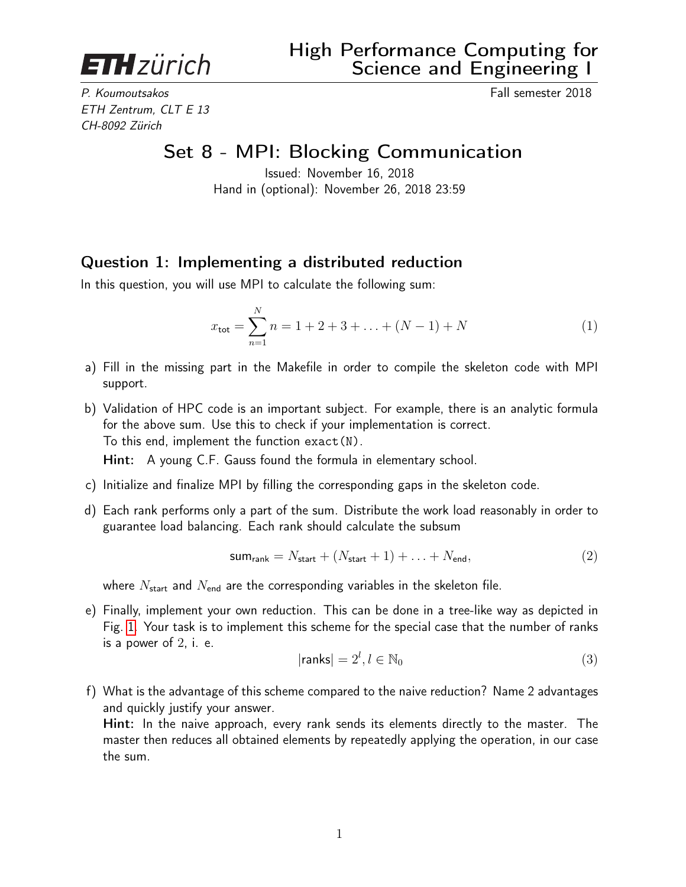ETH zürich

# High Performance Computing for Science and Engineering I

*P. Koumoutsakos* — Fall semester 2018
*ETH Zentrum, CLT E 13*
*CH-8092 Zürich*

## Set 8 - MPI: Blocking Communication

Issued: November 16, 2018
Hand in (optional): November 26, 2018 23:59

### Question 1: Implementing a distributed reduction

In this question, you will use MPI to calculate the following sum:

$$x_{\text{tot}} = \sum_{n=1}^{N} n = 1 + 2 + 3 + \ldots + (N-1) + N \tag{1}$$

a) Fill in the missing part in the Makefile in order to compile the skeleton code with MPI support.

b) Validation of HPC code is an important subject. For example, there is an analytic formula for the above sum. Use this to check if your implementation is correct.
To this end, implement the function `exact(N)`.
**Hint:** A young C.F. Gauss found the formula in elementary school.

c) Initialize and finalize MPI by filling the corresponding gaps in the skeleton code.

d) Each rank performs only a part of the sum. Distribute the work load reasonably in order to guarantee load balancing. Each rank should calculate the subsum

$$\text{sum}_{\text{rank}} = N_{\text{start}} + (N_{\text{start}} + 1) + \ldots + N_{\text{end}}, \tag{2}$$

where $N_{\text{start}}$ and $N_{\text{end}}$ are the corresponding variables in the skeleton file.

e) Finally, implement your own reduction. This can be done in a tree-like way as depicted in Fig. 1. Your task is to implement this scheme for the special case that the number of ranks is a power of 2, i. e.

$$|\text{ranks}| = 2^l, l \in \mathbb{N}_0 \tag{3}$$

f) What is the advantage of this scheme compared to the naive reduction? Name 2 advantages and quickly justify your answer.
**Hint:** In the naive approach, every rank sends its elements directly to the master. The master then reduces all obtained elements by repeatedly applying the operation, in our case the sum.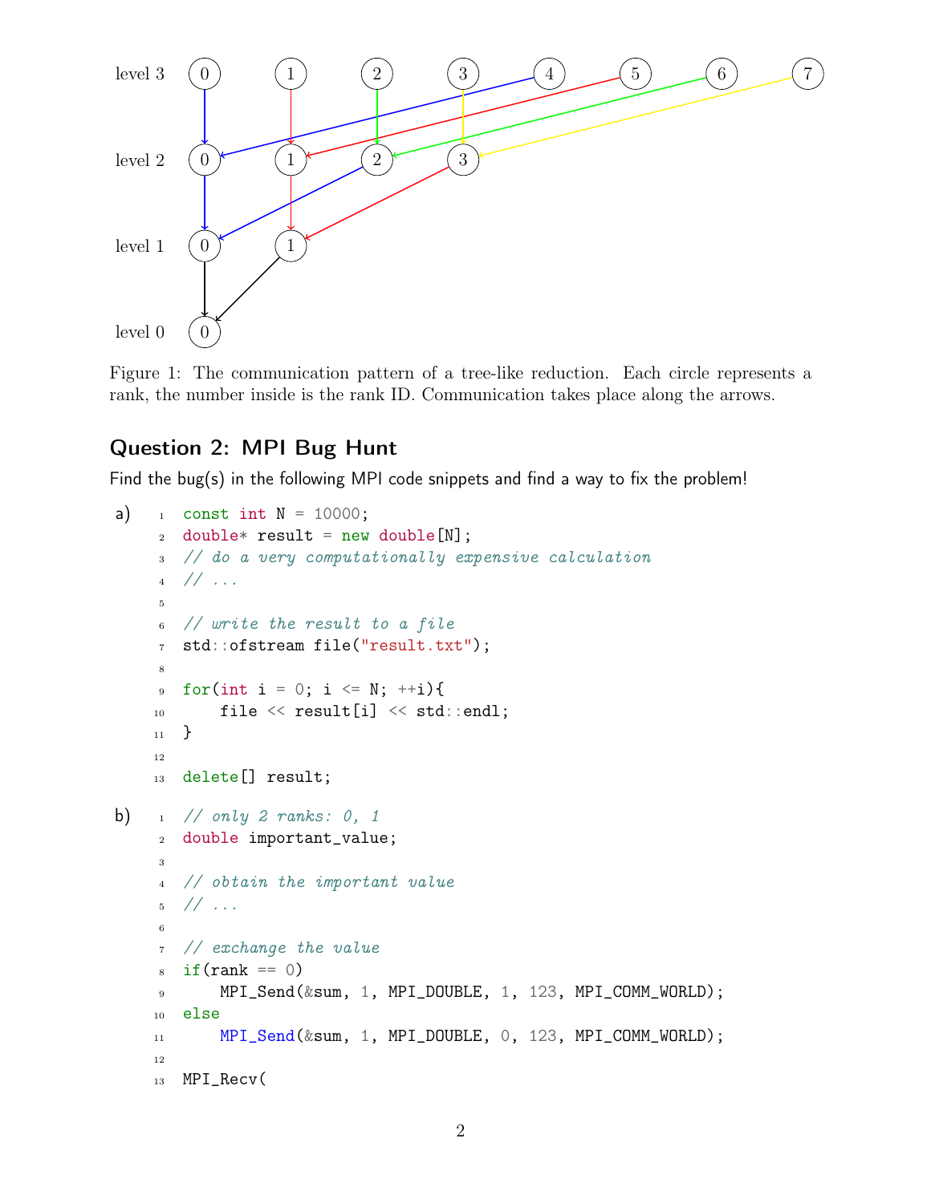Figure 1: The communication pattern of a tree-like reduction. Each circle represents a rank, the number inside is the rank ID. Communication takes place along the arrows.

## Question 2: MPI Bug Hunt

Find the bug(s) in the following MPI code snippets and find a way to fix the problem!

a)

```cpp
const int N = 10000;
double* result = new double[N];
// do a very computationally expensive calculation
// ...

// write the result to a file
std::ofstream file("result.txt");

for(int i = 0; i <= N; ++i){
    file << result[i] << std::endl;
}

delete[] result;
```

b)

```cpp
// only 2 ranks: 0, 1
double important_value;

// obtain the important value
// ...

// exchange the value
if(rank == 0)
    MPI_Send(&sum, 1, MPI_DOUBLE, 1, 123, MPI_COMM_WORLD);
else
    MPI_Send(&sum, 1, MPI_DOUBLE, 0, 123, MPI_COMM_WORLD);

MPI_Recv(
```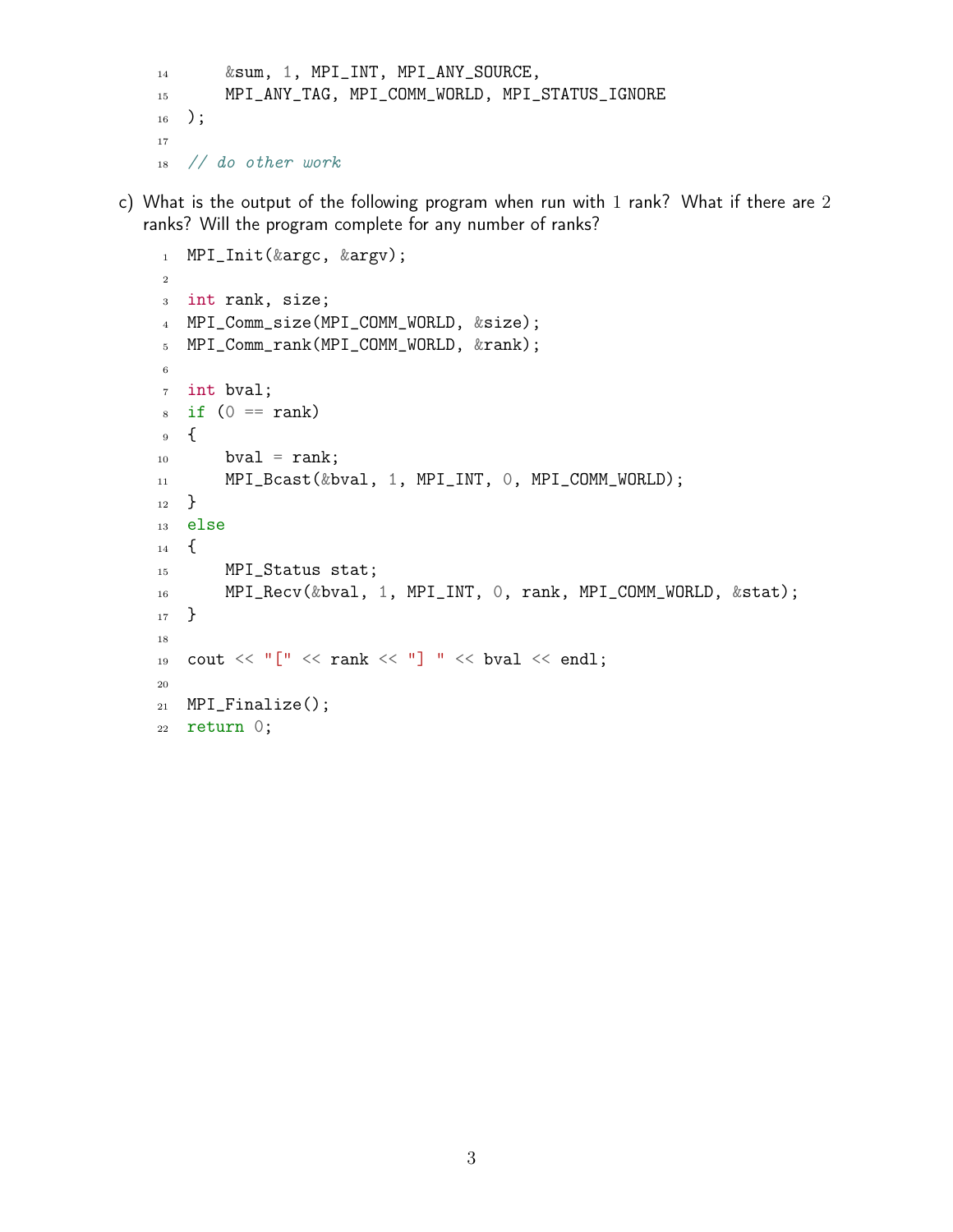```
14      &sum, 1, MPI_INT, MPI_ANY_SOURCE,
15      MPI_ANY_TAG, MPI_COMM_WORLD, MPI_STATUS_IGNORE
16  );
17
18  // do other work
```

c) What is the output of the following program when run with 1 rank? What if there are 2 ranks? Will the program complete for any number of ranks?

```
1   MPI_Init(&argc, &argv);
2
3   int rank, size;
4   MPI_Comm_size(MPI_COMM_WORLD, &size);
5   MPI_Comm_rank(MPI_COMM_WORLD, &rank);
6
7   int bval;
8   if (0 == rank)
9   {
10      bval = rank;
11      MPI_Bcast(&bval, 1, MPI_INT, 0, MPI_COMM_WORLD);
12  }
13  else
14  {
15      MPI_Status stat;
16      MPI_Recv(&bval, 1, MPI_INT, 0, rank, MPI_COMM_WORLD, &stat);
17  }
18
19  cout << "[" << rank << "] " << bval << endl;
20
21  MPI_Finalize();
22  return 0;
```